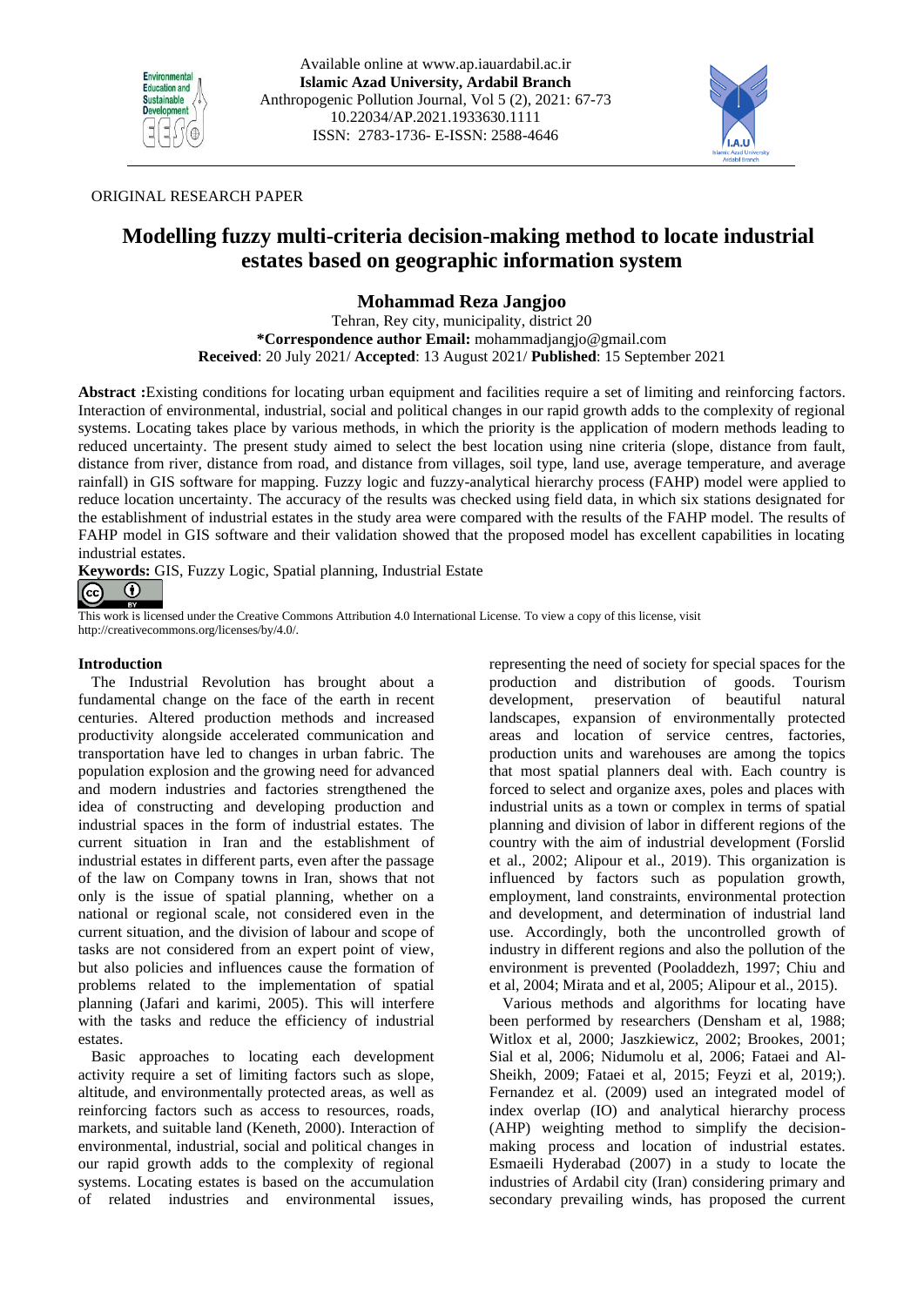ORIGINAL RESEARCH PAPER

# Modelling fuzzy multi-criteria decision-making method to locate industrial estates based on geographic information system

**Mohammad Reza Jangjoo**

Tehran, Rey city, municipality, district 20

**\*Correspondence author Email:** mohammadjangjo@gmail.com

**Received**: 20 July 2021/ **Accepted**: 13 August 2021/ **Published**: 15 September 2021

**Abstract :**Existing conditions for locating urban equipment and facilities require a set of limiting and reinforcing factors. Interaction of environmental, industrial, social and political changes in our rapid growth adds to the complexity of regional systems. Locating takes place by various methods, in which the priority is the application of modern methods leading to reduced uncertainty. The present study aimed to select the best location using nine criteria (slope, distance from fault, distance from river, distance from road, and distance from villages, soil type, land use, average temperature, and average rainfall) in GIS software for mapping. Fuzzy logic and fuzzy-analytical hierarchy process (FAHP) model were applied to reduce location uncertainty. The accuracy of the results was checked using field data, in which six stations designated for the establishment of industrial estates in the study area were compared with the results of the FAHP model. The results of FAHP model in GIS software and their validation showed that the proposed model has excellent capabilities in locating industrial estates.

**Keywords:** GIS, Fuzzy Logic, Spatial planning, Industrial Estate

This work is licensed under the Creative Commons Attribution 4.0 International License. To view a copy of this license, visit http://creativecommons.org/licenses/by/4.0/.

## Introduction

The Industrial Revolution has brought about a fundamental change on the face of the earth in recent centuries. Altered production methods and increased productivity alongside accelerated communication and transportation have led to changes in urban fabric. The population explosion and the growing need for advanced and modern industries and factories strengthened the idea of constructing and developing production and industrial spaces in the form of industrial estates. The current situation in Iran and the establishment of industrial estates in different parts, even after the passage of the law on Company towns in Iran, shows that not only is the issue of spatial planning, whether on a national or regional scale, not considered even in the current situation, and the division of labour and scope of tasks are not considered from an expert point of view, but also policies and influences cause the formation of problems related to the implementation of spatial planning (Jafari and karimi, 2005). This will interfere with the tasks and reduce the efficiency of industrial estates.

Basic approaches to locating each development activity require a set of limiting factors such as slope, altitude, and environmentally protected areas, as well as reinforcing factors such as access to resources, roads, markets, and suitable land (Keneth, 2000). Interaction of environmental, industrial, social and political changes in our rapid growth adds to the complexity of regional systems. Locating estates is based on the accumulation of related industries and environmental issues, representing the need of society for special spaces for the production and distribution of goods. Tourism development, preservation of beautiful natural landscapes, expansion of environmentally protected areas and location of service centres, factories, production units and warehouses are among the topics that most spatial planners deal with. Each country is forced to select and organize axes, poles and places with industrial units as a town or complex in terms of spatial planning and division of labor in different regions of the country with the aim of industrial development (Forslid et al., 2002; Alipour et al., 2019). This organization is influenced by factors such as population growth, employment, land constraints, environmental protection and development, and determination of industrial land use. Accordingly, both the uncontrolled growth of industry in different regions and also the pollution of the environment is prevented (Pooladdezh, 1997; Chiu and et al, 2004; Mirata and et al, 2005; Alipour et al., 2015).

Various methods and algorithms for locating have been performed by researchers (Densham et al, 1988; Witlox et al, 2000; Jaszkiewicz, 2002; Brookes, 2001; Sial et al, 2006; Nidumolu et al, 2006; Fataei and Al-Sheikh, 2009; Fataei et al, 2015; Feyzi et al, 2019;). Fernandez et al. (2009) used an integrated model of index overlap (IO) and analytical hierarchy process (AHP) weighting method to simplify the decision-making process and location of industrial estates. Esmaeili Hyderabad (2007) in a study to locate the industries of Ardabil city (Iran) considering primary and secondary prevailing winds, has proposed the current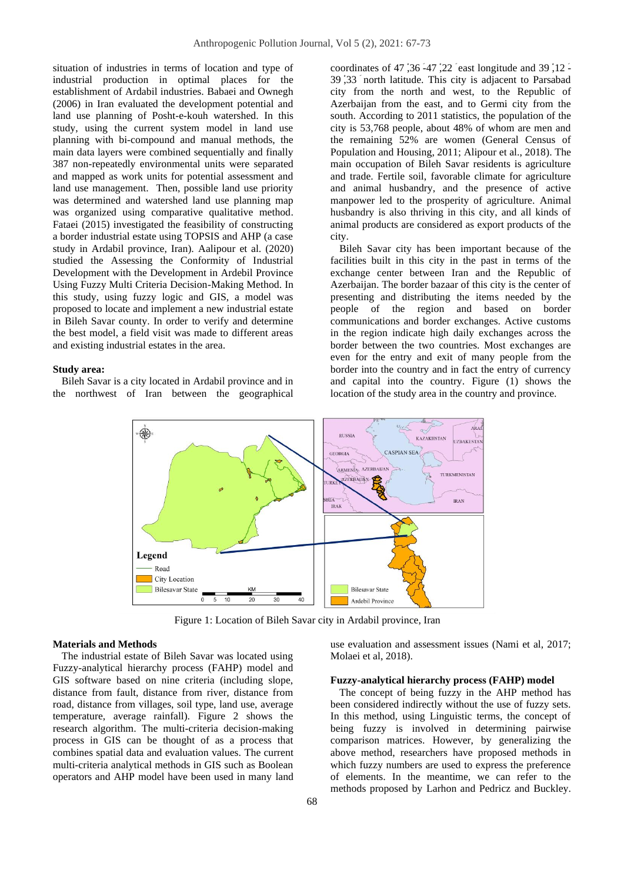situation of industries in terms of location and type of industrial production in optimal places for the establishment of Ardabil industries. Babaei and Ownegh (2006) in Iran evaluated the development potential and land use planning of Posht-e-kouh watershed. In this study, using the current system model in land use planning with bi-compound and manual methods, the main data layers were combined sequentially and finally 387 non-repeatedly environmental units were separated and mapped as work units for potential assessment and land use management. Then, possible land use priority was determined and watershed land use planning map was organized using comparative qualitative method. Fataei (2015) investigated the feasibility of constructing a border industrial estate using TOPSIS and AHP (a case study in Ardabil province, Iran). Aalipour et al. (2020) studied the Assessing the Conformity of Industrial Development with the Development in Ardebil Province Using Fuzzy Multi Criteria Decision-Making Method. In this study, using fuzzy logic and GIS, a model was proposed to locate and implement a new industrial estate in Bileh Savar county. In order to verify and determine the best model, a field visit was made to different areas and existing industrial estates in the area.

**Study area:**

Bileh Savar is a city located in Ardabil province and in the northwest of Iran between the geographical coordinates of 47 ̨36 ́-47 ̨22 ́ east longitude and 39 ̨12 ́-39 ̨33 ́ north latitude. This city is adjacent to Parsabad city from the north and west, to the Republic of Azerbaijan from the east, and to Germi city from the south. According to 2011 statistics, the population of the city is 53,768 people, about 48% of whom are men and the remaining 52% are women (General Census of Population and Housing, 2011; Alipour et al., 2018). The main occupation of Bileh Savar residents is agriculture and trade. Fertile soil, favorable climate for agriculture and animal husbandry, and the presence of active manpower led to the prosperity of agriculture. Animal husbandry is also thriving in this city, and all kinds of animal products are considered as export products of the city.

Bileh Savar city has been important because of the facilities built in this city in the past in terms of the exchange center between Iran and the Republic of Azerbaijan. The border bazaar of this city is the center of presenting and distributing the items needed by the people of the region and based on border communications and border exchanges. Active customs in the region indicate high daily exchanges across the border between the two countries. Most exchanges are even for the entry and exit of many people from the border into the country and in fact the entry of currency and capital into the country. Figure (1) shows the location of the study area in the country and province.

Figure 1: Location of Bileh Savar city in Ardabil province, Iran

**Materials and Methods**

The industrial estate of Bileh Savar was located using Fuzzy-analytical hierarchy process (FAHP) model and GIS software based on nine criteria (including slope, distance from fault, distance from river, distance from road, distance from villages, soil type, land use, average temperature, average rainfall). Figure 2 shows the research algorithm. The multi-criteria decision-making process in GIS can be thought of as a process that combines spatial data and evaluation values. The current multi-criteria analytical methods in GIS such as Boolean operators and AHP model have been used in many land use evaluation and assessment issues (Nami et al, 2017; Molaei et al, 2018).

**Fuzzy-analytical hierarchy process (FAHP) model**

The concept of being fuzzy in the AHP method has been considered indirectly without the use of fuzzy sets. In this method, using Linguistic terms, the concept of being fuzzy is involved in determining pairwise comparison matrices. However, by generalizing the above method, researchers have proposed methods in which fuzzy numbers are used to express the preference of elements. In the meantime, we can refer to the methods proposed by Larhon and Pedricz and Buckley.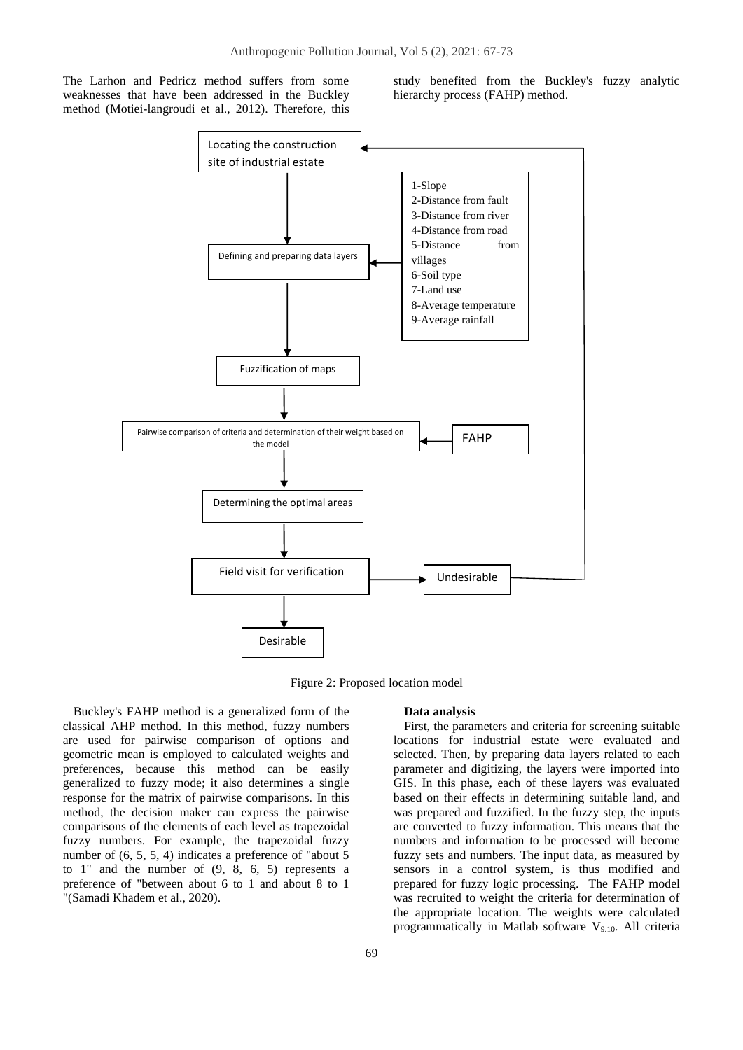The Larhon and Pedricz method suffers from some weaknesses that have been addressed in the Buckley method (Motiei-langroudi et al., 2012). Therefore, this study benefited from the Buckley's fuzzy analytic hierarchy process (FAHP) method.

Locating the construction site of industrial estate

Defining and preparing data layers

1-Slope
2-Distance from fault
3-Distance from river
4-Distance from road
5-Distance from villages
6-Soil type
7-Land use
8-Average temperature
9-Average rainfall

Fuzzification of maps

Pairwise comparison of criteria and determination of their weight based on the model

FAHP

Determining the optimal areas

Field visit for verification

Undesirable

Desirable

Figure 2: Proposed location model

Buckley's FAHP method is a generalized form of the classical AHP method. In this method, fuzzy numbers are used for pairwise comparison of options and geometric mean is employed to calculated weights and preferences, because this method can be easily generalized to fuzzy mode; it also determines a single response for the matrix of pairwise comparisons. In this method, the decision maker can express the pairwise comparisons of the elements of each level as trapezoidal fuzzy numbers. For example, the trapezoidal fuzzy number of (6, 5, 5, 4) indicates a preference of "about 5 to 1" and the number of (9, 8, 6, 5) represents a preference of "between about 6 to 1 and about 8 to 1 "(Samadi Khadem et al., 2020).

**Data analysis**

First, the parameters and criteria for screening suitable locations for industrial estate were evaluated and selected. Then, by preparing data layers related to each parameter and digitizing, the layers were imported into GIS. In this phase, each of these layers was evaluated based on their effects in determining suitable land, and was prepared and fuzzified. In the fuzzy step, the inputs are converted to fuzzy information. This means that the numbers and information to be processed will become fuzzy sets and numbers. The input data, as measured by sensors in a control system, is thus modified and prepared for fuzzy logic processing. The FAHP model was recruited to weight the criteria for determination of the appropriate location. The weights were calculated programmatically in Matlab software $V_{9.10}$. All criteria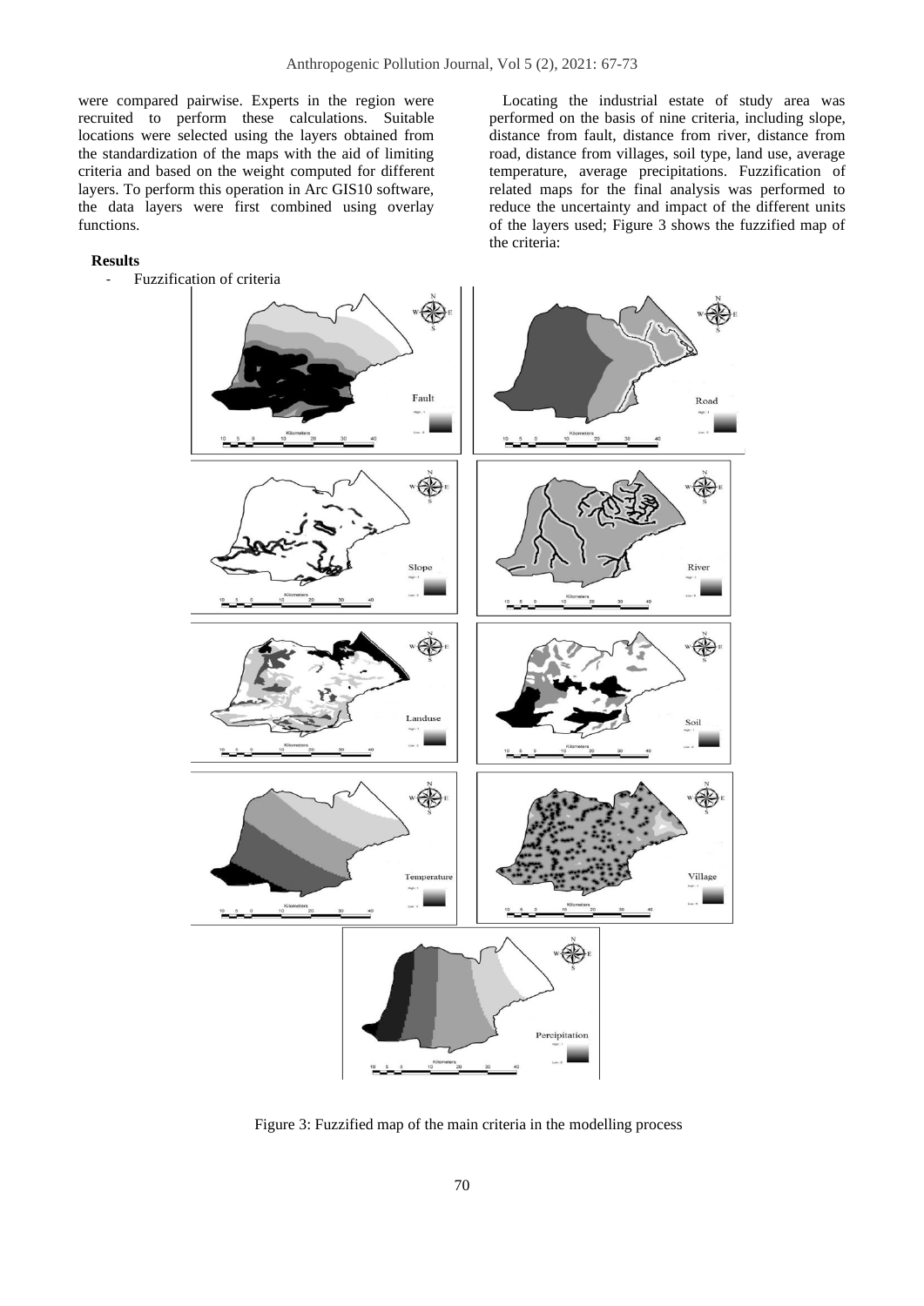were compared pairwise. Experts in the region were recruited to perform these calculations. Suitable locations were selected using the layers obtained from the standardization of the maps with the aid of limiting criteria and based on the weight computed for different layers. To perform this operation in Arc GIS10 software, the data layers were first combined using overlay functions.

## Results

- Fuzzification of criteria

Locating the industrial estate of study area was performed on the basis of nine criteria, including slope, distance from fault, distance from river, distance from road, distance from villages, soil type, land use, average temperature, average precipitations. Fuzzification of related maps for the final analysis was performed to reduce the uncertainty and impact of the different units of the layers used; Figure 3 shows the fuzzified map of the criteria:

Figure 3: Fuzzified map of the main criteria in the modelling process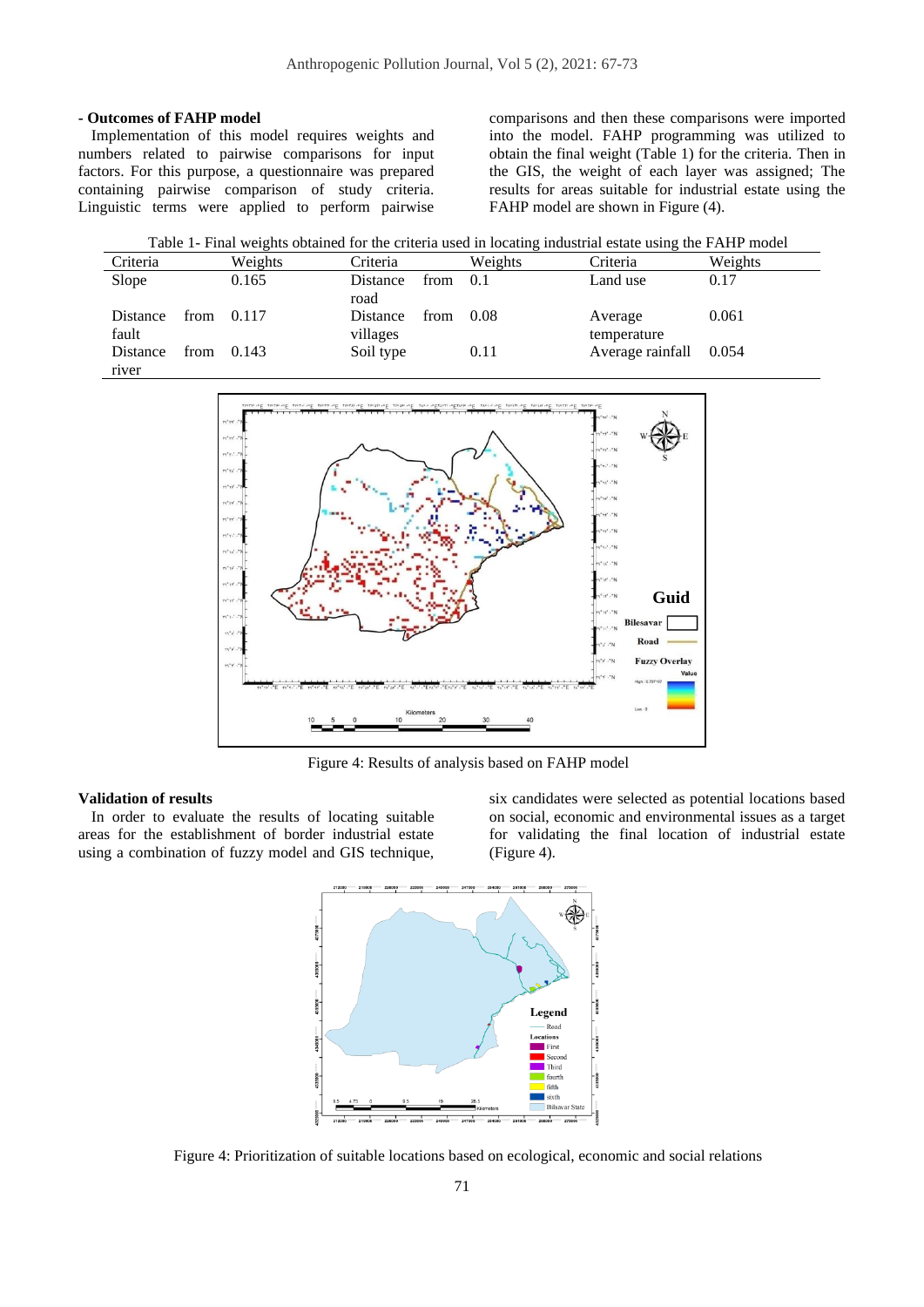### - Outcomes of FAHP model

Implementation of this model requires weights and numbers related to pairwise comparisons for input factors. For this purpose, a questionnaire was prepared containing pairwise comparison of study criteria. Linguistic terms were applied to perform pairwise comparisons and then these comparisons were imported into the model. FAHP programming was utilized to obtain the final weight (Table 1) for the criteria. Then in the GIS, the weight of each layer was assigned; The results for areas suitable for industrial estate using the FAHP model are shown in Figure (4).

Table 1- Final weights obtained for the criteria used in locating industrial estate using the FAHP model

| Criteria | Weights | Criteria | Weights | Criteria | Weights |
|---|---|---|---|---|---|
| Slope | 0.165 | Distance from road | 0.1 | Land use | 0.17 |
| Distance from fault | 0.117 | Distance from villages | 0.08 | Average temperature | 0.061 |
| Distance from river | 0.143 | Soil type | 0.11 | Average rainfall | 0.054 |

Figure 4: Results of analysis based on FAHP model

### Validation of results

In order to evaluate the results of locating suitable areas for the establishment of border industrial estate using a combination of fuzzy model and GIS technique, six candidates were selected as potential locations based on social, economic and environmental issues as a target for validating the final location of industrial estate (Figure 4).

Figure 4: Prioritization of suitable locations based on ecological, economic and social relations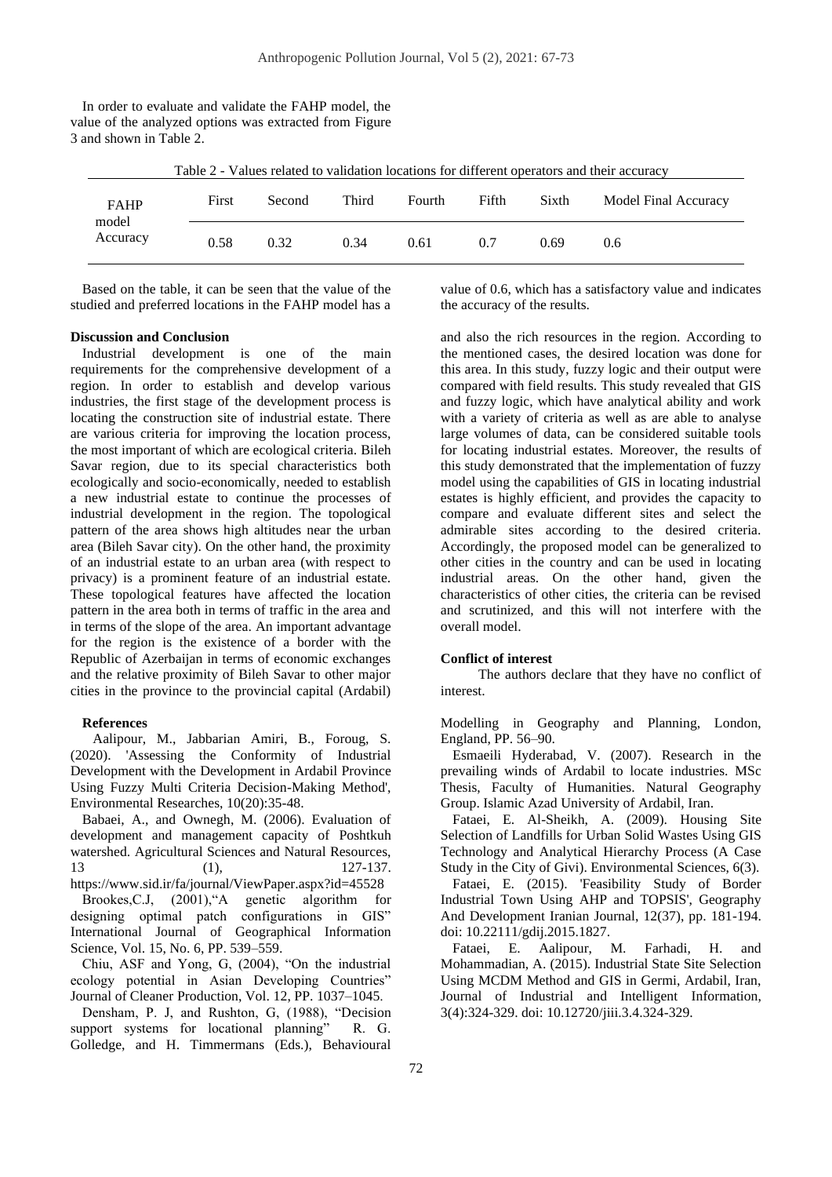In order to evaluate and validate the FAHP model, the value of the analyzed options was extracted from Figure 3 and shown in Table 2.

Table 2 - Values related to validation locations for different operators and their accuracy

| FAHP model Accuracy | First | Second | Third | Fourth | Fifth | Sixth | Model Final Accuracy |
|---|---|---|---|---|---|---|---|
| | 0.58 | 0.32 | 0.34 | 0.61 | 0.7 | 0.69 | 0.6 |

Based on the table, it can be seen that the value of the studied and preferred locations in the FAHP model has a value of 0.6, which has a satisfactory value and indicates the accuracy of the results.

**Discussion and Conclusion**

Industrial development is one of the main requirements for the comprehensive development of a region. In order to establish and develop various industries, the first stage of the development process is locating the construction site of industrial estate. There are various criteria for improving the location process, the most important of which are ecological criteria. Bileh Savar region, due to its special characteristics both ecologically and socio-economically, needed to establish a new industrial estate to continue the processes of industrial development in the region. The topological pattern of the area shows high altitudes near the urban area (Bileh Savar city). On the other hand, the proximity of an industrial estate to an urban area (with respect to privacy) is a prominent feature of an industrial estate. These topological features have affected the location pattern in the area both in terms of traffic in the area and in terms of the slope of the area. An important advantage for the region is the existence of a border with the Republic of Azerbaijan in terms of economic exchanges and the relative proximity of Bileh Savar to other major cities in the province to the provincial capital (Ardabil) and also the rich resources in the region. According to the mentioned cases, the desired location was done for this area. In this study, fuzzy logic and their output were compared with field results. This study revealed that GIS and fuzzy logic, which have analytical ability and work with a variety of criteria as well as are able to analyse large volumes of data, can be considered suitable tools for locating industrial estates. Moreover, the results of this study demonstrated that the implementation of fuzzy model using the capabilities of GIS in locating industrial estates is highly efficient, and provides the capacity to compare and evaluate different sites and select the admirable sites according to the desired criteria. Accordingly, the proposed model can be generalized to other cities in the country and can be used in locating industrial areas. On the other hand, given the characteristics of other cities, the criteria can be revised and scrutinized, and this will not interfere with the overall model.

**Conflict of interest**

The authors declare that they have no conflict of interest.

**References**

Aalipour, M., Jabbarian Amiri, B., Foroug, S. (2020). 'Assessing the Conformity of Industrial Development with the Development in Ardabil Province Using Fuzzy Multi Criteria Decision-Making Method', Environmental Researches, 10(20):35-48.

Babaei, A., and Ownegh, M. (2006). Evaluation of development and management capacity of Poshtkuh watershed. Agricultural Sciences and Natural Resources, 13 (1), 127-137. https://www.sid.ir/fa/journal/ViewPaper.aspx?id=45528

Brookes,C.J, (2001),"A genetic algorithm for designing optimal patch configurations in GIS" International Journal of Geographical Information Science, Vol. 15, No. 6, PP. 539–559.

Chiu, ASF and Yong, G, (2004), "On the industrial ecology potential in Asian Developing Countries" Journal of Cleaner Production, Vol. 12, PP. 1037–1045.

Densham, P. J, and Rushton, G, (1988), "Decision support systems for locational planning" R. G. Golledge, and H. Timmermans (Eds.), Behavioural Modelling in Geography and Planning, London, England, PP. 56–90.

Esmaeili Hyderabad, V. (2007). Research in the prevailing winds of Ardabil to locate industries. MSc Thesis, Faculty of Humanities. Natural Geography Group. Islamic Azad University of Ardabil, Iran.

Fataei, E. Al-Sheikh, A. (2009). Housing Site Selection of Landfills for Urban Solid Wastes Using GIS Technology and Analytical Hierarchy Process (A Case Study in the City of Givi). Environmental Sciences, 6(3).

Fataei, E. (2015). 'Feasibility Study of Border Industrial Town Using AHP and TOPSIS', Geography And Development Iranian Journal, 12(37), pp. 181-194. doi: 10.22111/gdij.2015.1827.

Fataei, E. Aalipour, M. Farhadi, H. and Mohammadian, A. (2015). Industrial State Site Selection Using MCDM Method and GIS in Germi, Ardabil, Iran, Journal of Industrial and Intelligent Information, 3(4):324-329. doi: 10.12720/jiii.3.4.324-329.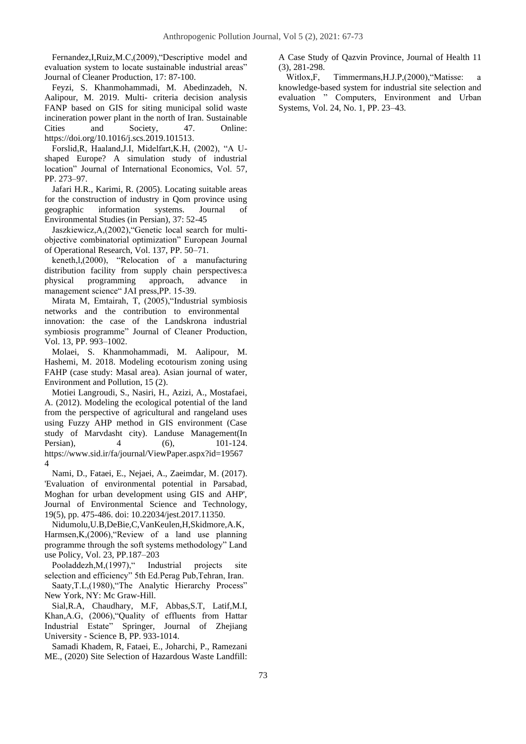Fernandez,I,Ruiz,M.C,(2009),"Descriptive model and evaluation system to locate sustainable industrial areas" Journal of Cleaner Production, 17: 87-100.

Feyzi, S. Khanmohammadi, M. Abedinzadeh, N. Aalipour, M. 2019. Multi- criteria decision analysis FANP based on GIS for siting municipal solid waste incineration power plant in the north of Iran. Sustainable Cities and Society, 47. Online: https://doi.org/10.1016/j.scs.2019.101513.

Forslid,R, Haaland,J.I, Midelfart,K.H, (2002), "A U-shaped Europe? A simulation study of industrial location" Journal of International Economics, Vol. 57, PP. 273–97.

Jafari H.R., Karimi, R. (2005). Locating suitable areas for the construction of industry in Qom province using geographic information systems. Journal of Environmental Studies (in Persian), 37: 52-45

Jaszkiewicz,A,(2002),"Genetic local search for multi-objective combinatorial optimization" European Journal of Operational Research, Vol. 137, PP. 50–71.

keneth,l,(2000), "Relocation of a manufacturing distribution facility from supply chain perspectives:a physical programming approach, advance in management science" JAI press,PP. 15-39.

Mirata M, Emtairah, T, (2005),"Industrial symbiosis networks and the contribution to environmental innovation: the case of the Landskrona industrial symbiosis programme" Journal of Cleaner Production, Vol. 13, PP. 993–1002.

Molaei, S. Khanmohammadi, M. Aalipour, M. Hashemi, M. 2018. Modeling ecotourism zoning using FAHP (case study: Masal area). Asian journal of water, Environment and Pollution, 15 (2).

Motiei Langroudi, S., Nasiri, H., Azizi, A., Mostafaei, A. (2012). Modeling the ecological potential of the land from the perspective of agricultural and rangeland uses using Fuzzy AHP method in GIS environment (Case study of Marvdasht city). Landuse Management(In Persian), 4 (6), 101-124. https://www.sid.ir/fa/journal/ViewPaper.aspx?id=195674

Nami, D., Fataei, E., Nejaei, A., Zaeimdar, M. (2017). 'Evaluation of environmental potential in Parsabad, Moghan for urban development using GIS and AHP', Journal of Environmental Science and Technology, 19(5), pp. 475-486. doi: 10.22034/jest.2017.11350.

Nidumolu,U.B,DeBie,C,VanKeulen,H,Skidmore,A.K, Harmsen,K,(2006),"Review of a land use planning programme through the soft systems methodology" Land use Policy, Vol. 23, PP.187–203

Pooladdezh,M,(1997)," Industrial projects site selection and efficiency" 5th Ed.Perag Pub,Tehran, Iran.

Saaty,T.L,(1980),"The Analytic Hierarchy Process" New York, NY: Mc Graw-Hill.

Sial,R.A, Chaudhary, M.F, Abbas,S.T, Latif,M.I, Khan,A.G, (2006),"Quality of effluents from Hattar Industrial Estate" Springer, Journal of Zhejiang University - Science B, PP. 933-1014.

Samadi Khadem, R, Fataei, E., Joharchi, P., Ramezani ME., (2020) Site Selection of Hazardous Waste Landfill: A Case Study of Qazvin Province, Journal of Health 11 (3), 281-298.

Witlox,F, Timmermans,H.J.P,(2000),"Matisse: a knowledge-based system for industrial site selection and evaluation " Computers, Environment and Urban Systems, Vol. 24, No. 1, PP. 23–43.